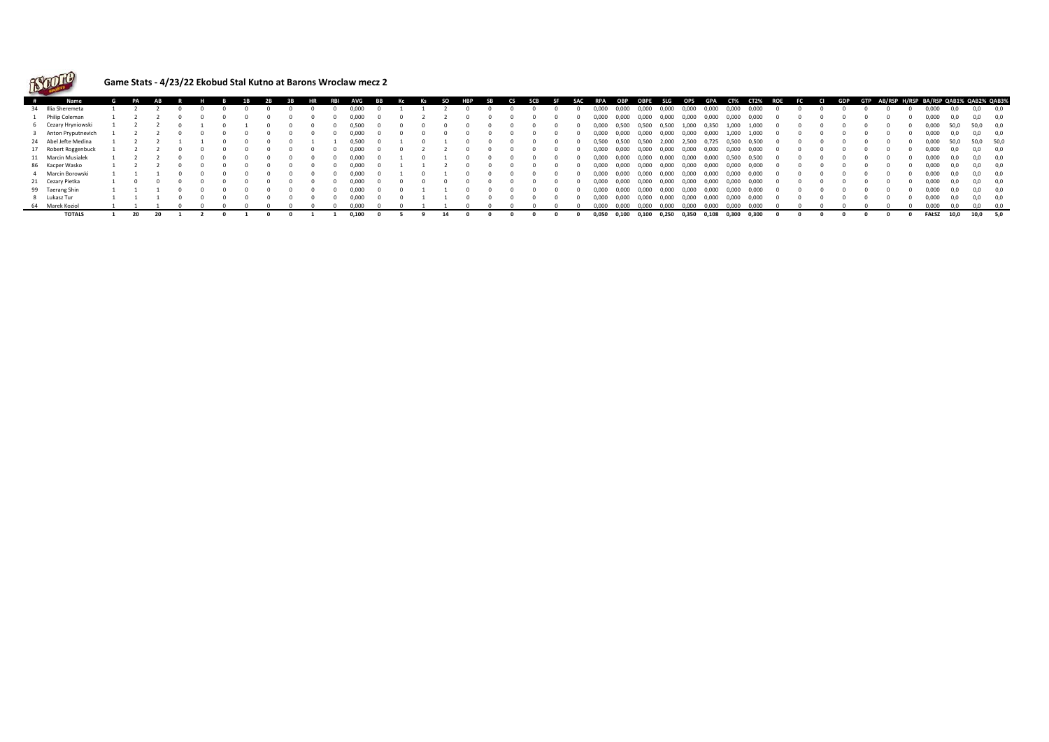## Game Stats - 4/23/22 Ekobud Stal Kutno at Barons Wroclaw mecz 2

| # | Name | G | PA | AB | R | H | B | 1B | 2B | 3B | HR | RBI | AVG | BB | Kc | Ks | SO | HBP | SB | CS | SCB | SF | SAC | RPA | OBP | OBPE | SLG | OPS | GPA | CT% | CT2% | ROE | FC | CI | GDP | GTP | AB/RSP | H/RSP | BA/RSP | QAB1% | QAB2% | QAB3% |
|---|---|---|---|---|---|---|---|---|---|---|---|---|---|---|---|---|---|---|---|---|---|---|---|---|---|---|---|---|---|---|---|---|---|---|---|---|---|---|---|---|---|---|
| 34 | Illia Sheremeta | 1 | 2 | 2 | 0 | 0 | 0 | 0 | 0 | 0 | 0 | 0 | 0,000 | 0 | 1 | 1 | 2 | 0 | 0 | 0 | 0 | 0 | 0 | 0,000 | 0,000 | 0,000 | 0,000 | 0,000 | 0,000 | 0,000 | 0,000 | 0 | 0 | 0 | 0 | 0 | 0 | 0 | 0,000 | 0,0 | 0,0 | 0,0 |
| 1 | Philip Coleman | 1 | 2 | 2 | 0 | 0 | 0 | 0 | 0 | 0 | 0 | 0 | 0,000 | 0 | 0 | 2 | 2 | 0 | 0 | 0 | 0 | 0 | 0 | 0,000 | 0,000 | 0,000 | 0,000 | 0,000 | 0,000 | 0,000 | 0,000 | 0 | 0 | 0 | 0 | 0 | 0 | 0 | 0,000 | 0,0 | 0,0 | 0,0 |
| 6 | Cezary Hryniowski | 1 | 2 | 2 | 0 | 1 | 0 | 1 | 0 | 0 | 0 | 0 | 0,500 | 0 | 0 | 0 | 0 | 0 | 0 | 0 | 0 | 0 | 0 | 0,000 | 0,500 | 0,500 | 0,500 | 1,000 | 0,350 | 1,000 | 1,000 | 0 | 0 | 0 | 0 | 0 | 0 | 0 | 0,000 | 50,0 | 50,0 | 0,0 |
| 3 | Anton Pryputnevich | 1 | 2 | 2 | 0 | 0 | 0 | 0 | 0 | 0 | 0 | 0 | 0,000 | 0 | 0 | 0 | 0 | 0 | 0 | 0 | 0 | 0 | 0 | 0,000 | 0,000 | 0,000 | 0,000 | 0,000 | 0,000 | 1,000 | 1,000 | 0 | 0 | 0 | 0 | 0 | 0 | 0 | 0,000 | 0,0 | 0,0 | 0,0 |
| 24 | Abel Jefte Medina | 1 | 2 | 2 | 1 | 1 | 0 | 0 | 0 | 0 | 1 | 1 | 0,500 | 0 | 1 | 0 | 1 | 0 | 0 | 0 | 0 | 0 | 0 | 0,500 | 0,500 | 0,500 | 2,000 | 2,500 | 0,725 | 0,500 | 0,500 | 0 | 0 | 0 | 0 | 0 | 0 | 0 | 0,000 | 50,0 | 50,0 | 50,0 |
| 17 | Robert Roggenbuck | 1 | 2 | 2 | 0 | 0 | 0 | 0 | 0 | 0 | 0 | 0 | 0,000 | 0 | 0 | 2 | 2 | 0 | 0 | 0 | 0 | 0 | 0 | 0,000 | 0,000 | 0,000 | 0,000 | 0,000 | 0,000 | 0,000 | 0,000 | 0 | 0 | 0 | 0 | 0 | 0 | 0 | 0,000 | 0,0 | 0,0 | 0,0 |
| 11 | Marcin Musialek | 1 | 2 | 2 | 0 | 0 | 0 | 0 | 0 | 0 | 0 | 0 | 0,000 | 0 | 1 | 0 | 1 | 0 | 0 | 0 | 0 | 0 | 0 | 0,000 | 0,000 | 0,000 | 0,000 | 0,000 | 0,000 | 0,500 | 0,500 | 0 | 0 | 0 | 0 | 0 | 0 | 0 | 0,000 | 0,0 | 0,0 | 0,0 |
| 86 | Kacper Wasko | 1 | 2 | 2 | 0 | 0 | 0 | 0 | 0 | 0 | 0 | 0 | 0,000 | 0 | 1 | 1 | 2 | 0 | 0 | 0 | 0 | 0 | 0 | 0,000 | 0,000 | 0,000 | 0,000 | 0,000 | 0,000 | 0,000 | 0,000 | 0 | 0 | 0 | 0 | 0 | 0 | 0 | 0,000 | 0,0 | 0,0 | 0,0 |
| 4 | Marcin Borowski | 1 | 1 | 1 | 0 | 0 | 0 | 0 | 0 | 0 | 0 | 0 | 0,000 | 0 | 1 | 0 | 1 | 0 | 0 | 0 | 0 | 0 | 0 | 0,000 | 0,000 | 0,000 | 0,000 | 0,000 | 0,000 | 0,000 | 0,000 | 0 | 0 | 0 | 0 | 0 | 0 | 0 | 0,000 | 0,0 | 0,0 | 0,0 |
| 21 | Cezary Pietka | 1 | 0 | 0 | 0 | 0 | 0 | 0 | 0 | 0 | 0 | 0 | 0,000 | 0 | 0 | 0 | 0 | 0 | 0 | 0 | 0 | 0 | 0 | 0,000 | 0,000 | 0,000 | 0,000 | 0,000 | 0,000 | 0,000 | 0,000 | 0 | 0 | 0 | 0 | 0 | 0 | 0 | 0,000 | 0,0 | 0,0 | 0,0 |
| 99 | Taerang Shin | 1 | 1 | 1 | 0 | 0 | 0 | 0 | 0 | 0 | 0 | 0 | 0,000 | 0 | 0 | 1 | 1 | 0 | 0 | 0 | 0 | 0 | 0 | 0,000 | 0,000 | 0,000 | 0,000 | 0,000 | 0,000 | 0,000 | 0,000 | 0 | 0 | 0 | 0 | 0 | 0 | 0 | 0,000 | 0,0 | 0,0 | 0,0 |
| 8 | Lukasz Tur | 1 | 1 | 1 | 0 | 0 | 0 | 0 | 0 | 0 | 0 | 0 | 0,000 | 0 | 0 | 1 | 1 | 0 | 0 | 0 | 0 | 0 | 0 | 0,000 | 0,000 | 0,000 | 0,000 | 0,000 | 0,000 | 0,000 | 0,000 | 0 | 0 | 0 | 0 | 0 | 0 | 0 | 0,000 | 0,0 | 0,0 | 0,0 |
| 64 | Marek Koziol | 1 | 1 | 1 | 0 | 0 | 0 | 0 | 0 | 0 | 0 | 0 | 0,000 | 0 | 0 | 1 | 1 | 0 | 0 | 0 | 0 | 0 | 0 | 0,000 | 0,000 | 0,000 | 0,000 | 0,000 | 0,000 | 0,000 | 0,000 | 0 | 0 | 0 | 0 | 0 | 0 | 0 | 0,000 | 0,0 | 0,0 | 0,0 |
| | **TOTALS** | **1** | **20** | **20** | **1** | **2** | **0** | **1** | **0** | **0** | **1** | **1** | **0,100** | **0** | **5** | **9** | **14** | **0** | **0** | **0** | **0** | **0** | **0** | **0,050** | **0,100** | **0,100** | **0,250** | **0,350** | **0,108** | **0,300** | **0,300** | **0** | **0** | **0** | **0** | **0** | **0** | **0** | **FAŁSZ** | **10,0** | **10,0** | **5,0** |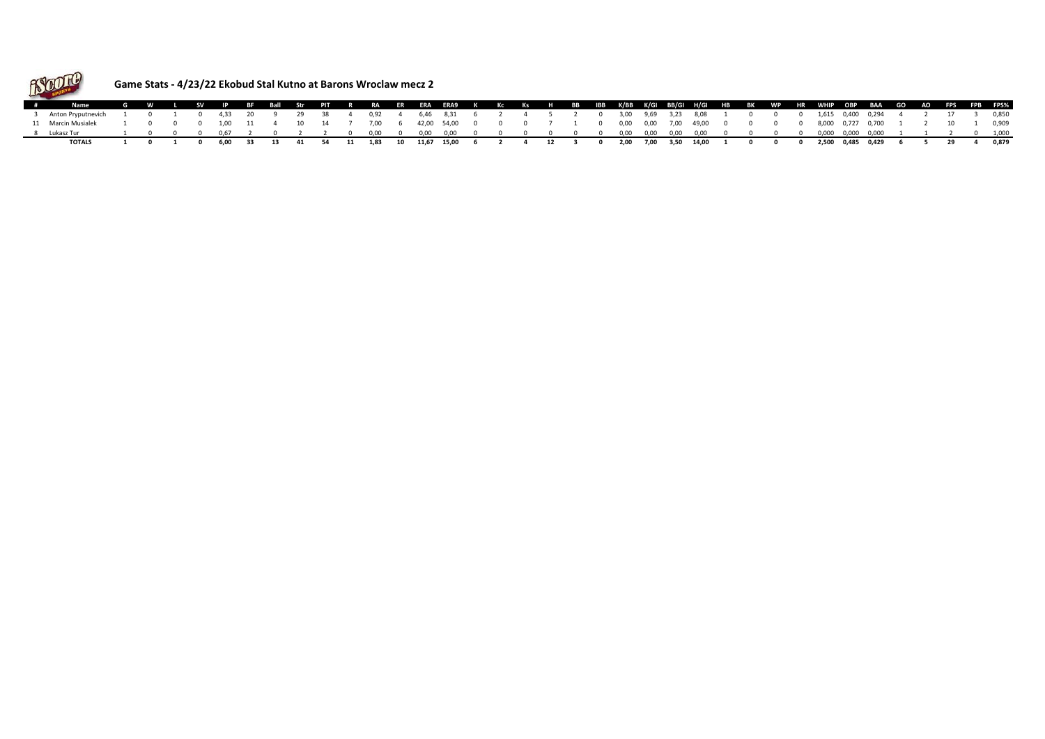## Game Stats - 4/23/22 Ekobud Stal Kutno at Barons Wroclaw mecz 2

| # | Name | G | W | L | SV | IP | BF | Ball | Str | PIT | R | RA | ER | ERA | ERA9 | K | Kc | Ks | H | BB | IBB | K/BB | K/GI | BB/GI | H/GI | HB | BK | WP | HR | WHIP | OBP | BAA | GO | AO | FPS | FPB | FPS% |
|---|---|---|---|---|---|---|---|---|---|---|---|---|---|---|---|---|---|---|---|---|---|---|---|---|---|---|---|---|---|---|---|---|---|---|---|---|---|
| 3 | Anton Pryputnevich | 1 | 0 | 1 | 0 | 4,33 | 20 | 9 | 29 | 38 | 4 | 0,92 | 4 | 6,46 | 8,31 | 6 | 2 | 4 | 5 | 2 | 0 | 3,00 | 9,69 | 3,23 | 8,08 | 1 | 0 | 0 | 0 | 1,615 | 0,400 | 0,294 | 4 | 2 | 17 | 3 | 0,850 |
| 11 | Marcin Musialek | 1 | 0 | 0 | 0 | 1,00 | 11 | 4 | 10 | 14 | 7 | 7,00 | 6 | 42,00 | 54,00 | 0 | 0 | 0 | 7 | 1 | 0 | 0,00 | 0,00 | 7,00 | 49,00 | 0 | 0 | 0 | 0 | 8,000 | 0,727 | 0,700 | 1 | 2 | 10 | 1 | 0,909 |
| 8 | Lukasz Tur | 1 | 0 | 0 | 0 | 0,67 | 2 | 0 | 2 | 2 | 0 | 0,00 | 0 | 0,00 | 0,00 | 0 | 0 | 0 | 0 | 0 | 0 | 0,00 | 0,00 | 0,00 | 0,00 | 0 | 0 | 0 | 0 | 0,000 | 0,000 | 0,000 | 1 | 1 | 2 | 0 | 1,000 |
| | **TOTALS** | **1** | **0** | **1** | **0** | **6,00** | **33** | **13** | **41** | **54** | **11** | **1,83** | **10** | **11,67** | **15,00** | **6** | **2** | **4** | **12** | **3** | **0** | **2,00** | **7,00** | **3,50** | **14,00** | **1** | **0** | **0** | **0** | **2,500** | **0,485** | **0,429** | **6** | **5** | **29** | **4** | **0,879** |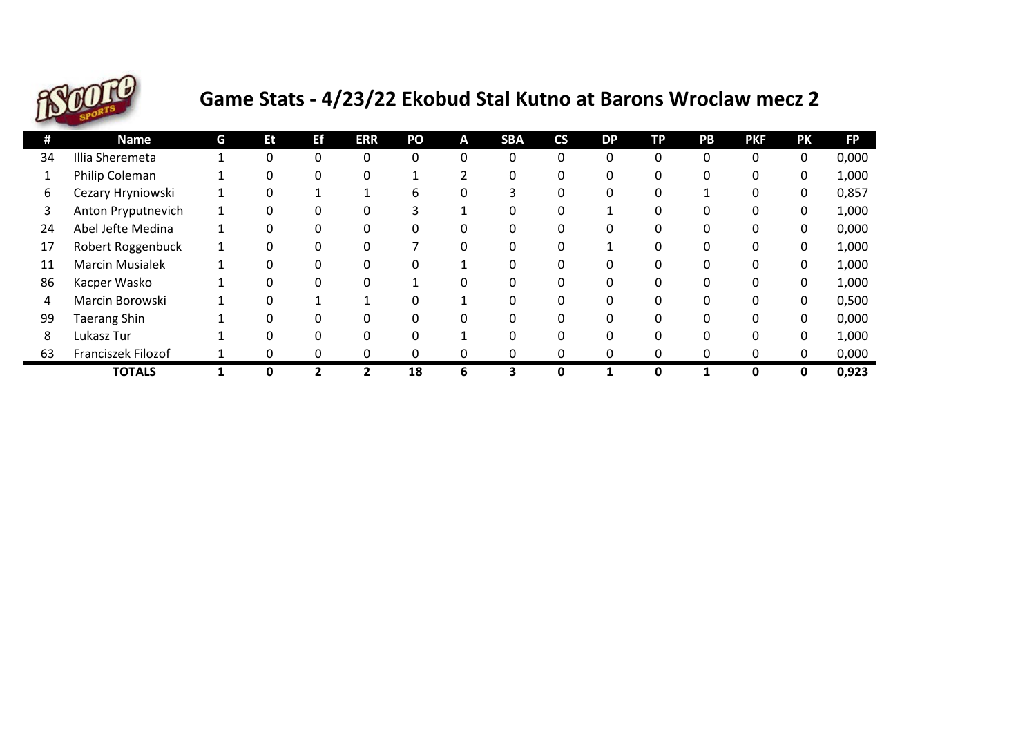# Game Stats - 4/23/22 Ekobud Stal Kutno at Barons Wroclaw mecz 2

| # | Name | G | Et | Ef | ERR | PO | A | SBA | CS | DP | TP | PB | PKF | PK | FP |
|---|---|---|---|---|---|---|---|---|---|---|---|---|---|---|---|
| 34 | Illia Sheremeta | 1 | 0 | 0 | 0 | 0 | 0 | 0 | 0 | 0 | 0 | 0 | 0 | 0 | 0,000 |
| 1 | Philip Coleman | 1 | 0 | 0 | 0 | 1 | 2 | 0 | 0 | 0 | 0 | 0 | 0 | 0 | 1,000 |
| 6 | Cezary Hryniowski | 1 | 0 | 1 | 1 | 6 | 0 | 3 | 0 | 0 | 0 | 1 | 0 | 0 | 0,857 |
| 3 | Anton Pryputnevich | 1 | 0 | 0 | 0 | 3 | 1 | 0 | 0 | 1 | 0 | 0 | 0 | 0 | 1,000 |
| 24 | Abel Jefte Medina | 1 | 0 | 0 | 0 | 0 | 0 | 0 | 0 | 0 | 0 | 0 | 0 | 0 | 0,000 |
| 17 | Robert Roggenbuck | 1 | 0 | 0 | 0 | 7 | 0 | 0 | 0 | 1 | 0 | 0 | 0 | 0 | 1,000 |
| 11 | Marcin Musialek | 1 | 0 | 0 | 0 | 0 | 1 | 0 | 0 | 0 | 0 | 0 | 0 | 0 | 1,000 |
| 86 | Kacper Wasko | 1 | 0 | 0 | 0 | 1 | 0 | 0 | 0 | 0 | 0 | 0 | 0 | 0 | 1,000 |
| 4 | Marcin Borowski | 1 | 0 | 1 | 1 | 0 | 1 | 0 | 0 | 0 | 0 | 0 | 0 | 0 | 0,500 |
| 99 | Taerang Shin | 1 | 0 | 0 | 0 | 0 | 0 | 0 | 0 | 0 | 0 | 0 | 0 | 0 | 0,000 |
| 8 | Lukasz Tur | 1 | 0 | 0 | 0 | 0 | 1 | 0 | 0 | 0 | 0 | 0 | 0 | 0 | 1,000 |
| 63 | Franciszek Filozof | 1 | 0 | 0 | 0 | 0 | 0 | 0 | 0 | 0 | 0 | 0 | 0 | 0 | 0,000 |
| | **TOTALS** | **1** | **0** | **2** | **2** | **18** | **6** | **3** | **0** | **1** | **0** | **1** | **0** | **0** | **0,923** |